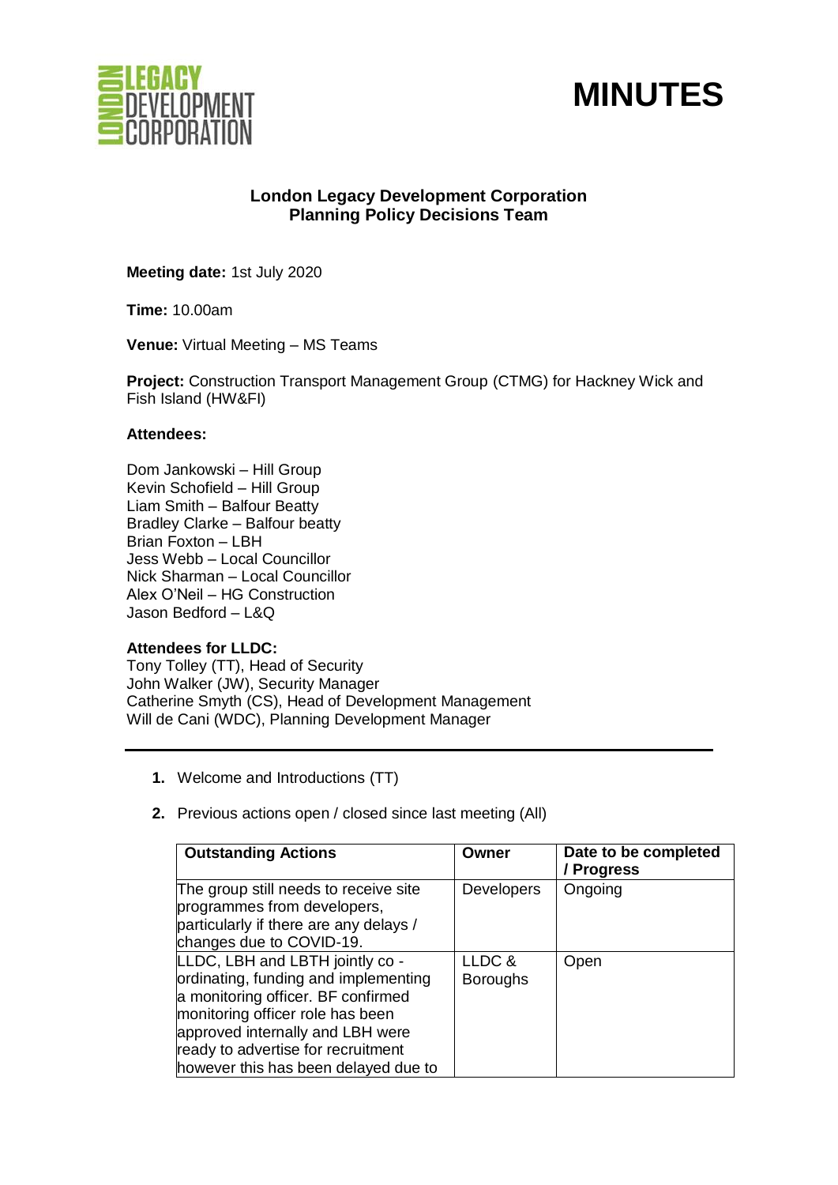# MINUTES

**London Legacy Development Corporation**
**Planning Policy Decisions Team**

**Meeting date:** 1st July 2020

**Time:** 10.00am

**Venue:** Virtual Meeting – MS Teams

**Project:** Construction Transport Management Group (CTMG) for Hackney Wick and Fish Island (HW&FI)

**Attendees:**

Dom Jankowski – Hill Group
Kevin Schofield – Hill Group
Liam Smith – Balfour Beatty
Bradley Clarke – Balfour beatty
Brian Foxton – LBH
Jess Webb – Local Councillor
Nick Sharman – Local Councillor
Alex O'Neil – HG Construction
Jason Bedford – L&Q

**Attendees for LLDC:**
Tony Tolley (TT), Head of Security
John Walker (JW), Security Manager
Catherine Smyth (CS), Head of Development Management
Will de Cani (WDC), Planning Development Manager

---

1. Welcome and Introductions (TT)

2. Previous actions open / closed since last meeting (All)

| Outstanding Actions | Owner | Date to be completed / Progress |
|---|---|---|
| The group still needs to receive site programmes from developers, particularly if there are any delays / changes due to COVID-19. | Developers | Ongoing |
| LLDC, LBH and LBTH jointly co - ordinating, funding and implementing a monitoring officer. BF confirmed monitoring officer role has been approved internally and LBH were ready to advertise for recruitment however this has been delayed due to | LLDC & Boroughs | Open |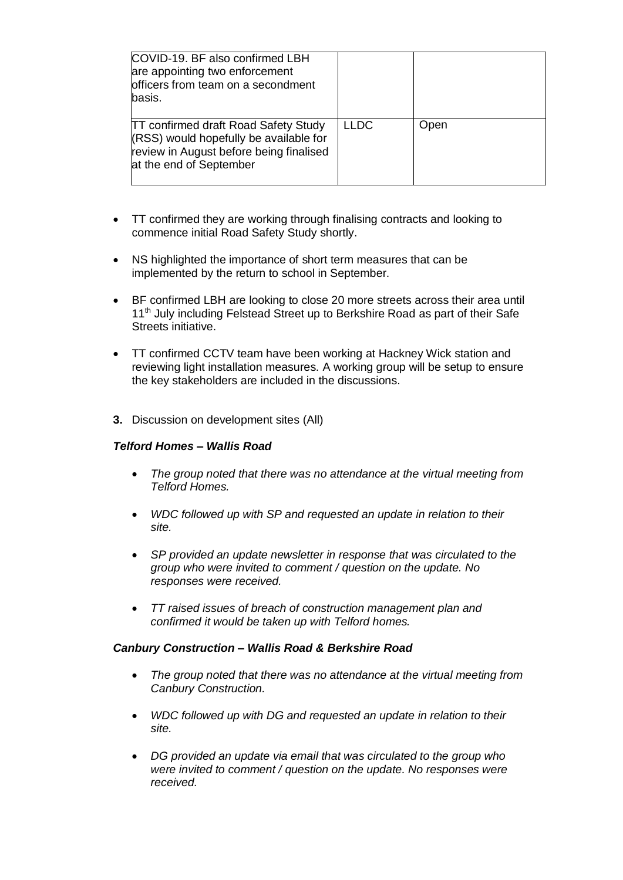| | | |
|---|---|---|
| COVID-19. BF also confirmed LBH are appointing two enforcement officers from team on a secondment basis. | | |
| TT confirmed draft Road Safety Study (RSS) would hopefully be available for review in August before being finalised at the end of September | LLDC | Open |

- TT confirmed they are working through finalising contracts and looking to commence initial Road Safety Study shortly.
- NS highlighted the importance of short term measures that can be implemented by the return to school in September.
- BF confirmed LBH are looking to close 20 more streets across their area until 11th July including Felstead Street up to Berkshire Road as part of their Safe Streets initiative.
- TT confirmed CCTV team have been working at Hackney Wick station and reviewing light installation measures. A working group will be setup to ensure the key stakeholders are included in the discussions.

**3.** Discussion on development sites (All)

***Telford Homes – Wallis Road***

- *The group noted that there was no attendance at the virtual meeting from Telford Homes.*
- *WDC followed up with SP and requested an update in relation to their site.*
- *SP provided an update newsletter in response that was circulated to the group who were invited to comment / question on the update. No responses were received.*
- *TT raised issues of breach of construction management plan and confirmed it would be taken up with Telford homes.*

***Canbury Construction – Wallis Road & Berkshire Road***

- *The group noted that there was no attendance at the virtual meeting from Canbury Construction.*
- *WDC followed up with DG and requested an update in relation to their site.*
- *DG provided an update via email that was circulated to the group who were invited to comment / question on the update. No responses were received.*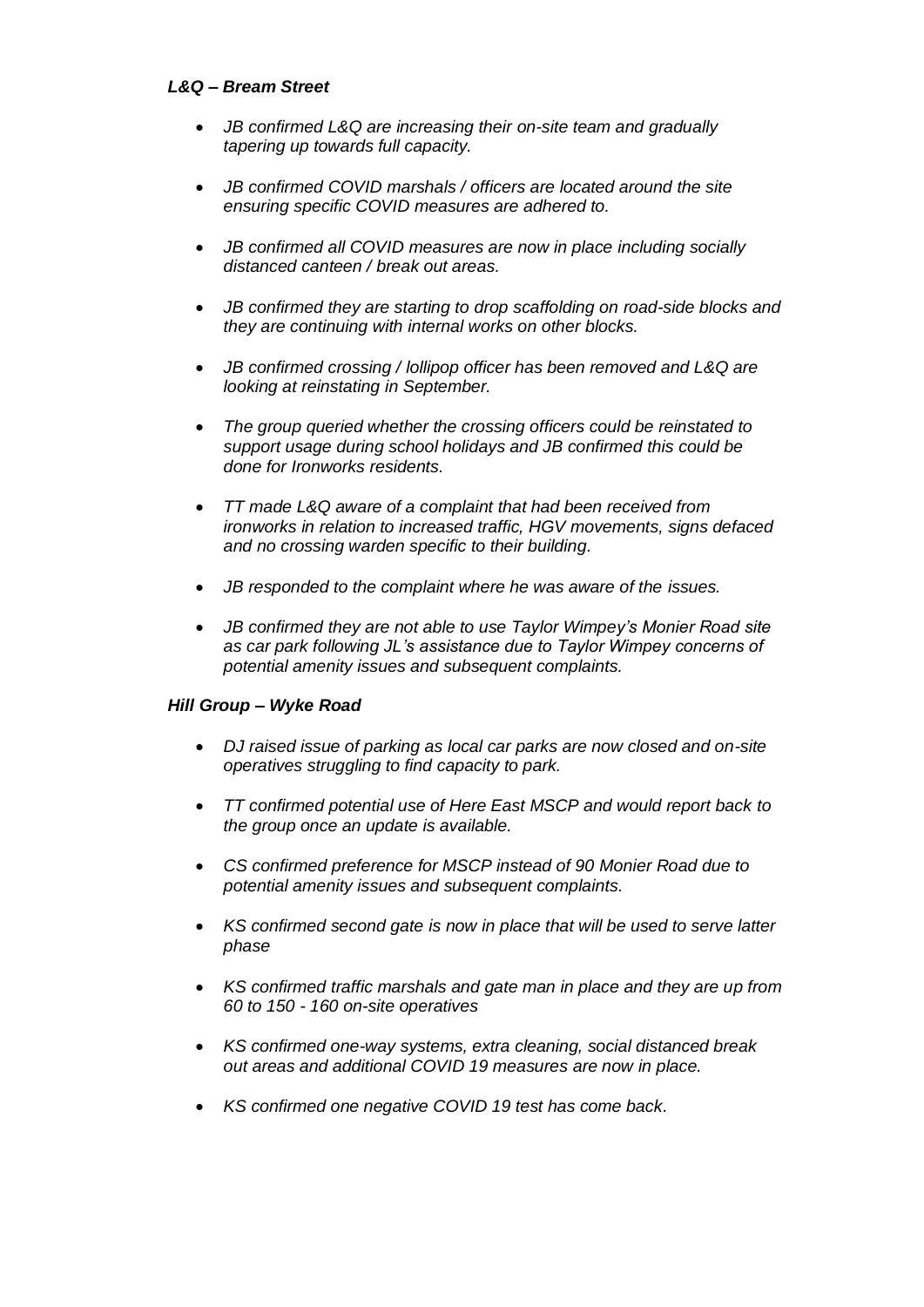### *L&Q – Bream Street*

- *JB confirmed L&Q are increasing their on-site team and gradually tapering up towards full capacity.*
- *JB confirmed COVID marshals / officers are located around the site ensuring specific COVID measures are adhered to.*
- *JB confirmed all COVID measures are now in place including socially distanced canteen / break out areas.*
- *JB confirmed they are starting to drop scaffolding on road-side blocks and they are continuing with internal works on other blocks.*
- *JB confirmed crossing / lollipop officer has been removed and L&Q are looking at reinstating in September.*
- *The group queried whether the crossing officers could be reinstated to support usage during school holidays and JB confirmed this could be done for Ironworks residents.*
- *TT made L&Q aware of a complaint that had been received from ironworks in relation to increased traffic, HGV movements, signs defaced and no crossing warden specific to their building.*
- *JB responded to the complaint where he was aware of the issues.*
- *JB confirmed they are not able to use Taylor Wimpey's Monier Road site as car park following JL's assistance due to Taylor Wimpey concerns of potential amenity issues and subsequent complaints.*

### *Hill Group – Wyke Road*

- *DJ raised issue of parking as local car parks are now closed and on-site operatives struggling to find capacity to park.*
- *TT confirmed potential use of Here East MSCP and would report back to the group once an update is available.*
- *CS confirmed preference for MSCP instead of 90 Monier Road due to potential amenity issues and subsequent complaints.*
- *KS confirmed second gate is now in place that will be used to serve latter phase*
- *KS confirmed traffic marshals and gate man in place and they are up from 60 to 150 - 160 on-site operatives*
- *KS confirmed one-way systems, extra cleaning, social distanced break out areas and additional COVID 19 measures are now in place.*
- *KS confirmed one negative COVID 19 test has come back.*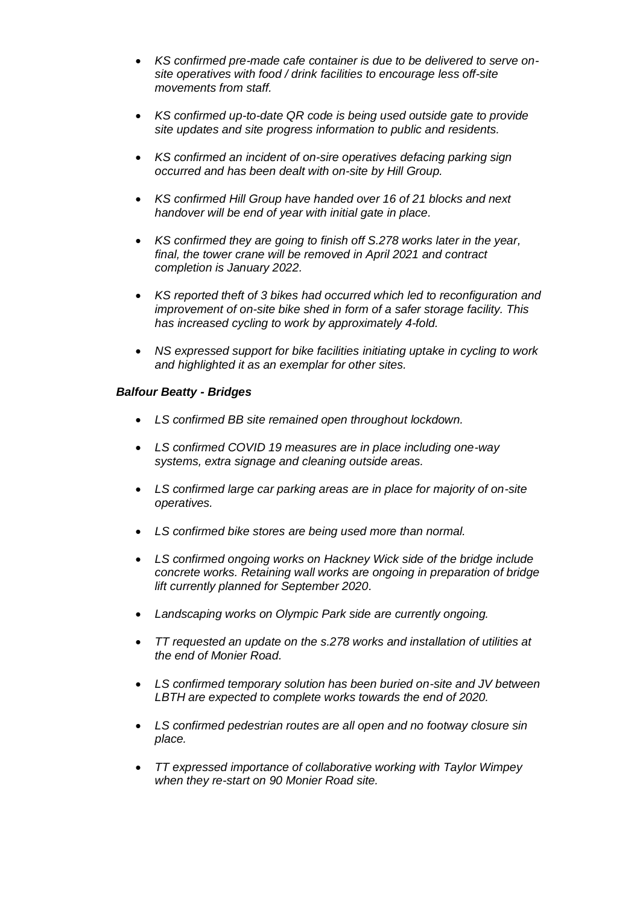- *KS confirmed pre-made cafe container is due to be delivered to serve on-site operatives with food / drink facilities to encourage less off-site movements from staff.*

- *KS confirmed up-to-date QR code is being used outside gate to provide site updates and site progress information to public and residents.*

- *KS confirmed an incident of on-sire operatives defacing parking sign occurred and has been dealt with on-site by Hill Group.*

- *KS confirmed Hill Group have handed over 16 of 21 blocks and next handover will be end of year with initial gate in place.*

- *KS confirmed they are going to finish off S.278 works later in the year, final, the tower crane will be removed in April 2021 and contract completion is January 2022.*

- *KS reported theft of 3 bikes had occurred which led to reconfiguration and improvement of on-site bike shed in form of a safer storage facility. This has increased cycling to work by approximately 4-fold.*

- *NS expressed support for bike facilities initiating uptake in cycling to work and highlighted it as an exemplar for other sites.*

***Balfour Beatty - Bridges***

- *LS confirmed BB site remained open throughout lockdown.*

- *LS confirmed COVID 19 measures are in place including one-way systems, extra signage and cleaning outside areas.*

- *LS confirmed large car parking areas are in place for majority of on-site operatives.*

- *LS confirmed bike stores are being used more than normal.*

- *LS confirmed ongoing works on Hackney Wick side of the bridge include concrete works. Retaining wall works are ongoing in preparation of bridge lift currently planned for September 2020.*

- *Landscaping works on Olympic Park side are currently ongoing.*

- *TT requested an update on the s.278 works and installation of utilities at the end of Monier Road.*

- *LS confirmed temporary solution has been buried on-site and JV between LBTH are expected to complete works towards the end of 2020.*

- *LS confirmed pedestrian routes are all open and no footway closure sin place.*

- *TT expressed importance of collaborative working with Taylor Wimpey when they re-start on 90 Monier Road site.*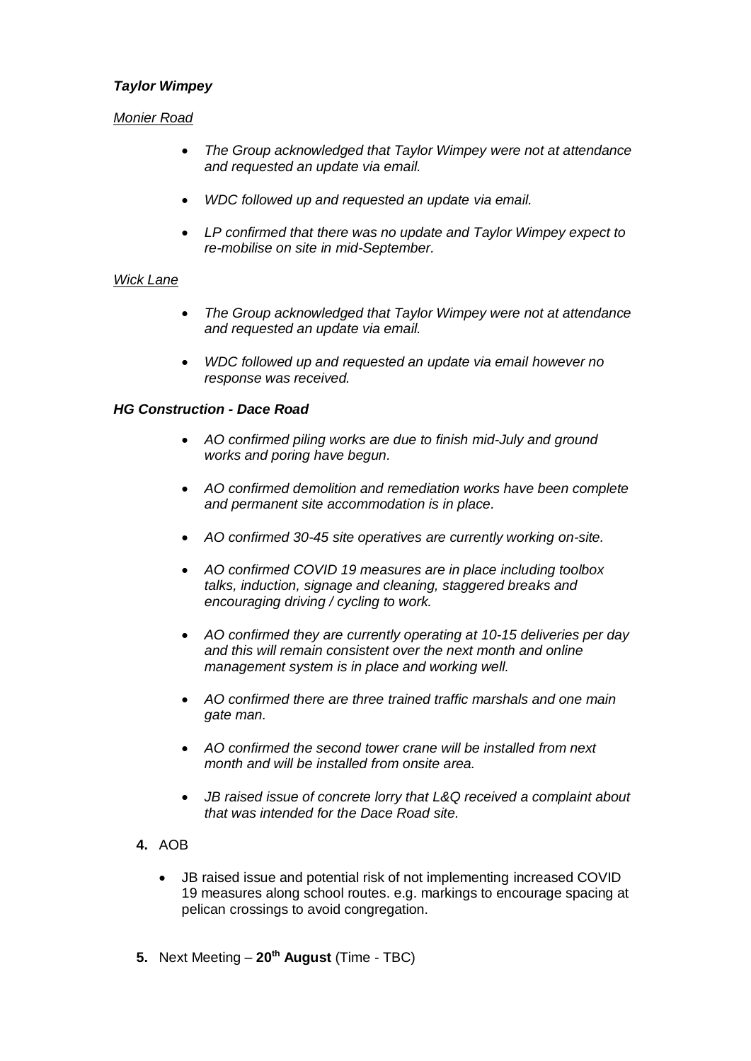***Taylor Wimpey***

*Monier Road*

- *The Group acknowledged that Taylor Wimpey were not at attendance and requested an update via email.*
- *WDC followed up and requested an update via email.*
- *LP confirmed that there was no update and Taylor Wimpey expect to re-mobilise on site in mid-September.*

*Wick Lane*

- *The Group acknowledged that Taylor Wimpey were not at attendance and requested an update via email.*
- *WDC followed up and requested an update via email however no response was received.*

***HG Construction - Dace Road***

- *AO confirmed piling works are due to finish mid-July and ground works and poring have begun.*
- *AO confirmed demolition and remediation works have been complete and permanent site accommodation is in place.*
- *AO confirmed 30-45 site operatives are currently working on-site.*
- *AO confirmed COVID 19 measures are in place including toolbox talks, induction, signage and cleaning, staggered breaks and encouraging driving / cycling to work.*
- *AO confirmed they are currently operating at 10-15 deliveries per day and this will remain consistent over the next month and online management system is in place and working well.*
- *AO confirmed there are three trained traffic marshals and one main gate man.*
- *AO confirmed the second tower crane will be installed from next month and will be installed from onsite area.*
- *JB raised issue of concrete lorry that L&Q received a complaint about that was intended for the Dace Road site.*

**4.** AOB

- JB raised issue and potential risk of not implementing increased COVID 19 measures along school routes. e.g. markings to encourage spacing at pelican crossings to avoid congregation.

**5.** Next Meeting – **20th August** (Time - TBC)